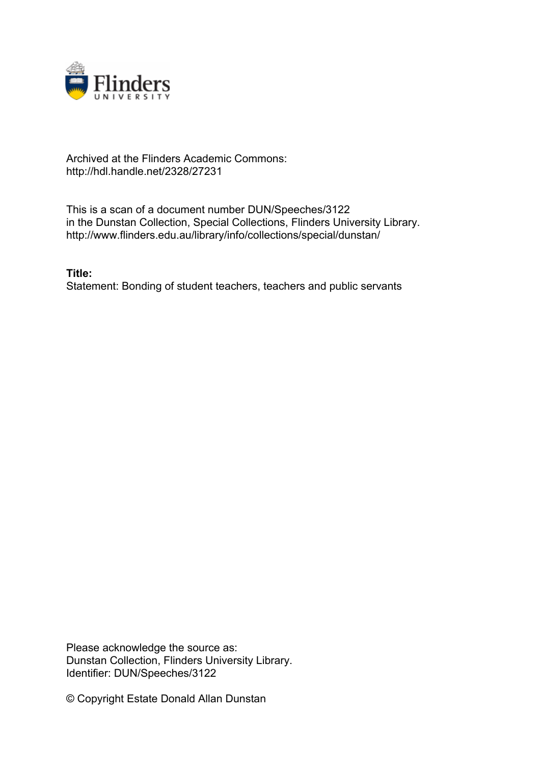Archived at the Flinders Academic Commons:
http://hdl.handle.net/2328/27231

This is a scan of a document number DUN/Speeches/3122
in the Dunstan Collection, Special Collections, Flinders University Library.
http://www.flinders.edu.au/library/info/collections/special/dunstan/

**Title:**
Statement: Bonding of student teachers, teachers and public servants

Please acknowledge the source as:
Dunstan Collection, Flinders University Library.
Identifier: DUN/Speeches/3122

© Copyright Estate Donald Allan Dunstan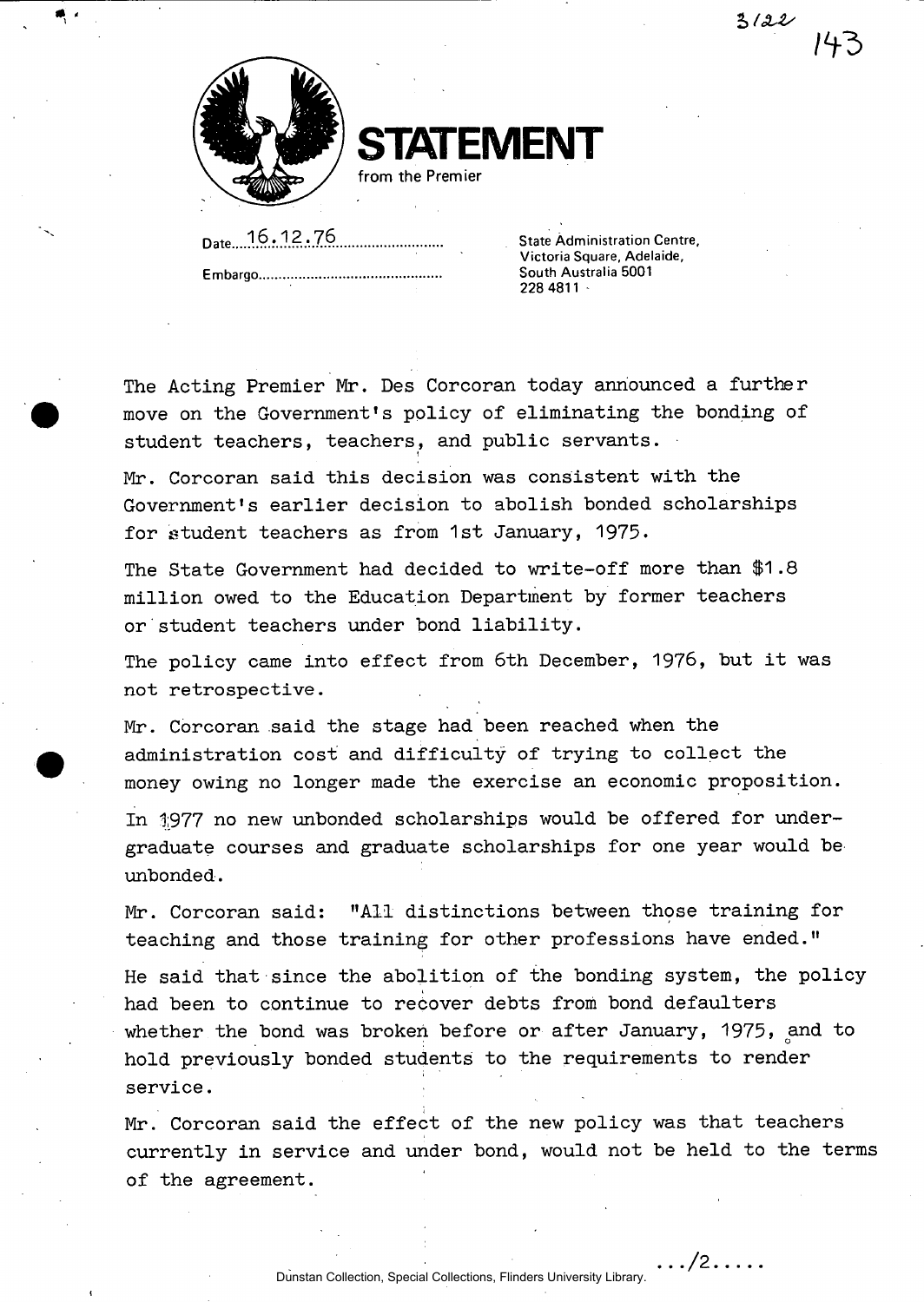# STATEMENT

from the Premier

Date 16.12.76

Embargo

State Administration Centre,
Victoria Square, Adelaide,
South Australia 5001
228 4811

The Acting Premier Mr. Des Corcoran today announced a further move on the Government's policy of eliminating the bonding of student teachers, teachers, and public servants.

Mr. Corcoran said this decision was consistent with the Government's earlier decision to abolish bonded scholarships for student teachers as from 1st January, 1975.

The State Government had decided to write-off more than $1.8 million owed to the Education Department by former teachers or student teachers under bond liability.

The policy came into effect from 6th December, 1976, but it was not retrospective.

Mr. Corcoran said the stage had been reached when the administration cost and difficulty of trying to collect the money owing no longer made the exercise an economic proposition.

In 1977 no new unbonded scholarships would be offered for under-graduate courses and graduate scholarships for one year would be unbonded.

Mr. Corcoran said: "All distinctions between those training for teaching and those training for other professions have ended."

He said that since the abolition of the bonding system, the policy had been to continue to recover debts from bond defaulters whether the bond was broken before or after January, 1975, and to hold previously bonded students to the requirements to render service.

Mr. Corcoran said the effect of the new policy was that teachers currently in service and under bond, would not be held to the terms of the agreement.

.../2.....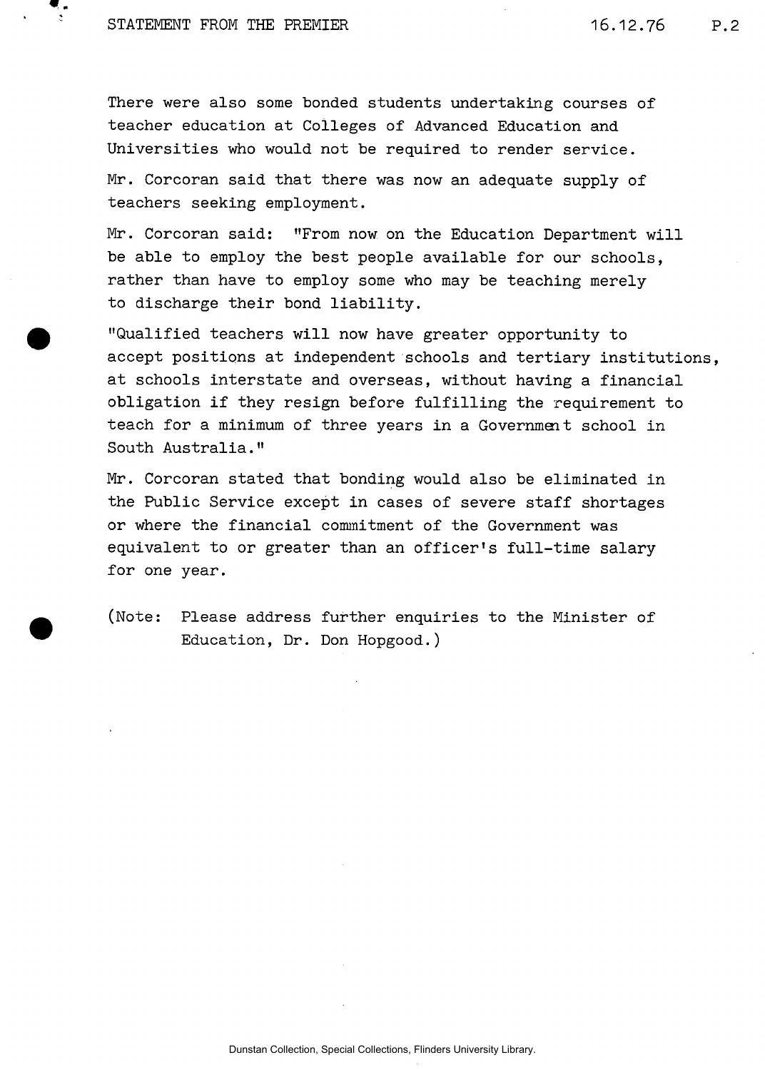There were also some bonded students undertaking courses of teacher education at Colleges of Advanced Education and Universities who would not be required to render service.

Mr. Corcoran said that there was now an adequate supply of teachers seeking employment.

Mr. Corcoran said: "From now on the Education Department will be able to employ the best people available for our schools, rather than have to employ some who may be teaching merely to discharge their bond liability.

"Qualified teachers will now have greater opportunity to accept positions at independent schools and tertiary institutions, at schools interstate and overseas, without having a financial obligation if they resign before fulfilling the requirement to teach for a minimum of three years in a Government school in South Australia."

Mr. Corcoran stated that bonding would also be eliminated in the Public Service except in cases of severe staff shortages or where the financial commitment of the Government was equivalent to or greater than an officer's full-time salary for one year.

(Note: Please address further enquiries to the Minister of Education, Dr. Don Hopgood.)